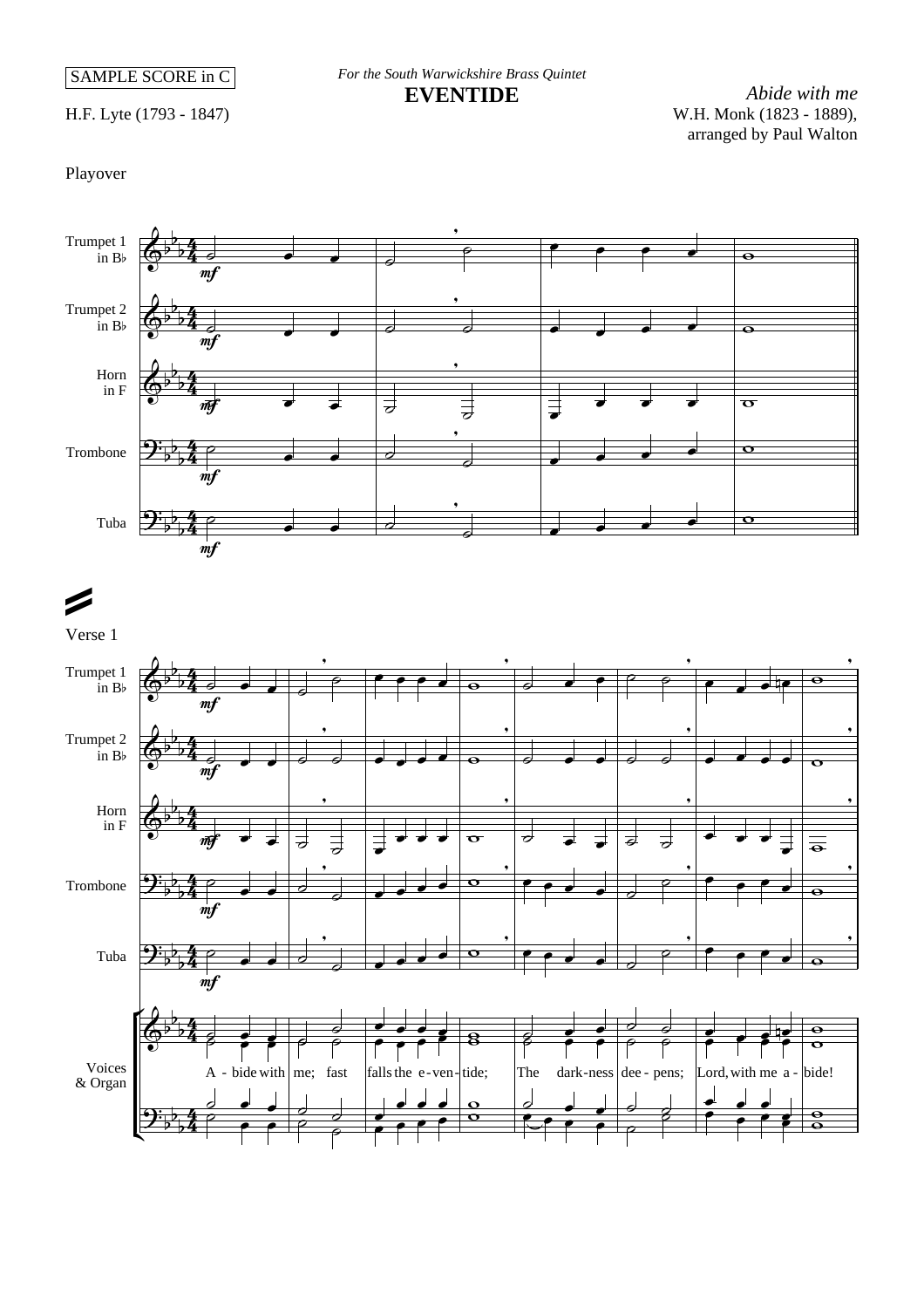SAMPLE SCORE in C

*For the South Warwickshire Brass Quintet*

# EVENTIDE

*Abide with me*

H.F. Lyte (1793 - 1847)

W.H. Monk (1823 - 1889), arranged by Paul Walton

Playover

Trumpet 1 in B♭

Trumpet 2 in B♭

Horn in F

Trombone

Tuba

Verse 1

Trumpet 1 in B♭

Trumpet 2 in B♭

Horn in F

Trombone

Tuba

Voices & Organ

A - bide with me; fast falls the e - ven - tide; The dark - ness dee - pens; Lord, with me a - bide!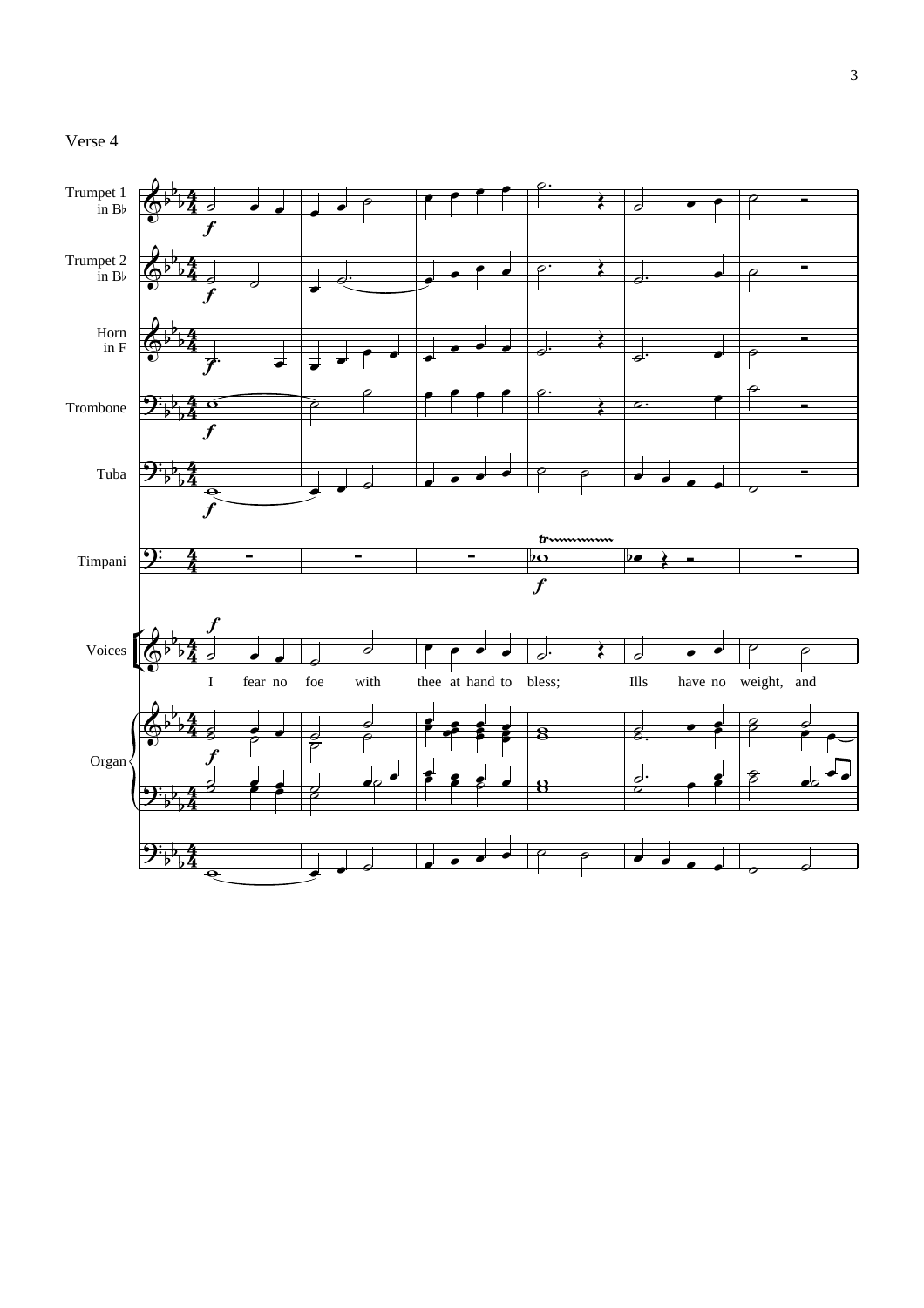Verse 4

Trumpet 1 in B♭

Trumpet 2 in B♭

Horn in F

Trombone

Tuba

Timpani

Voices

I fear no foe with thee at hand to bless; Ills have no weight, and

Organ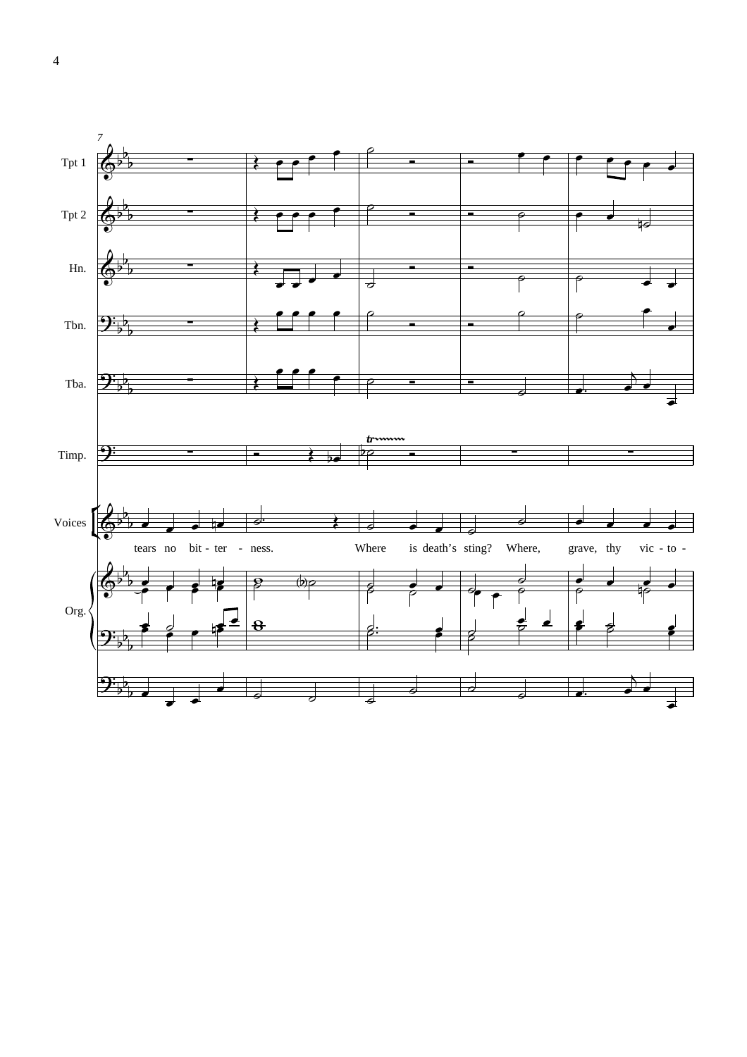7

Tpt 1

Tpt 2

Hn.

Tbn.

Tba.

Timp.

Voices

tears no bit - ter - ness. Where is death's sting? Where, grave, thy vic - to -

Org.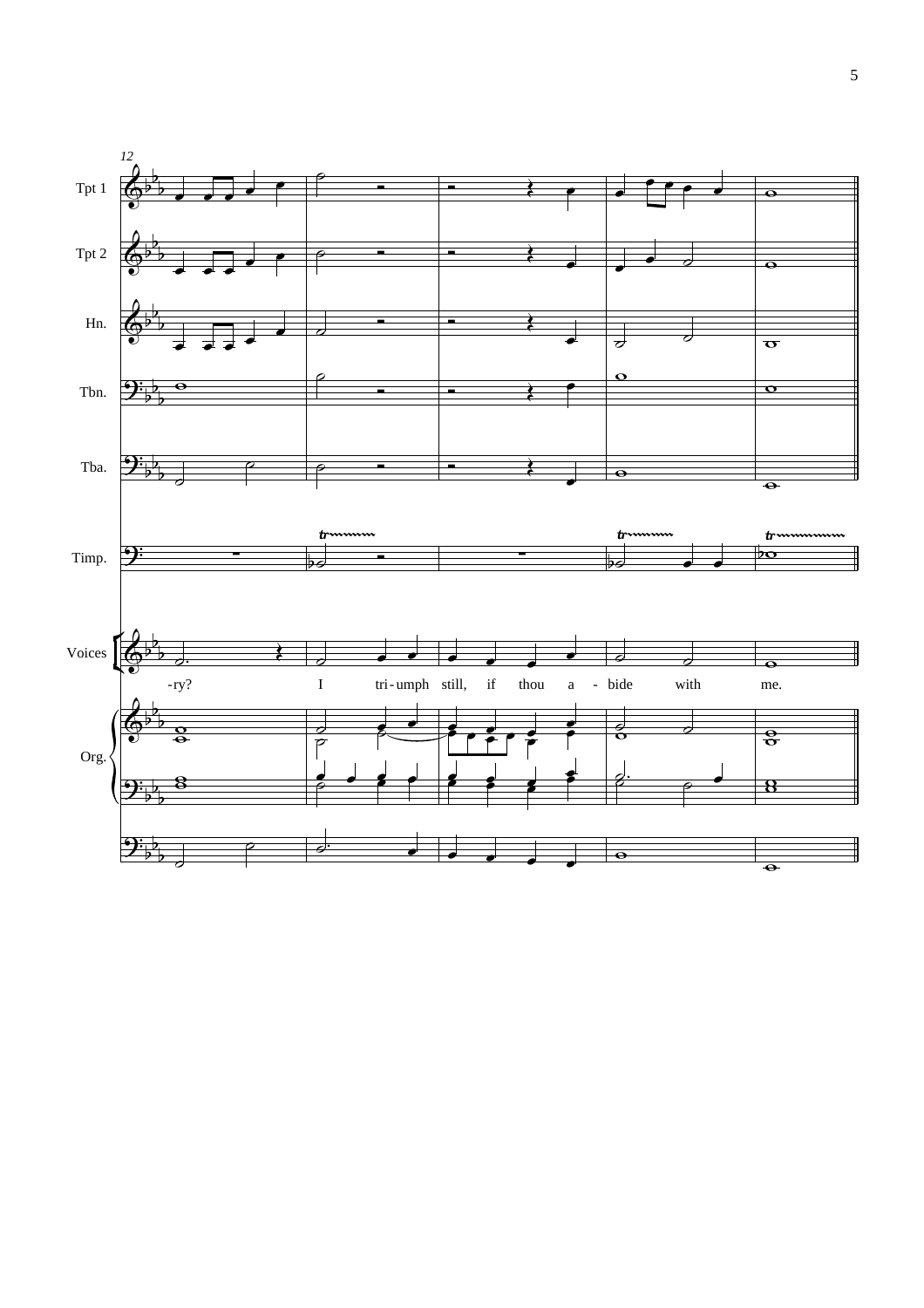12

Tpt 1

Tpt 2

Hn.

Tbn.

Tba.

Timp.

Voices

-ry? I tri-umph still, if thou a - bide with me.

Org.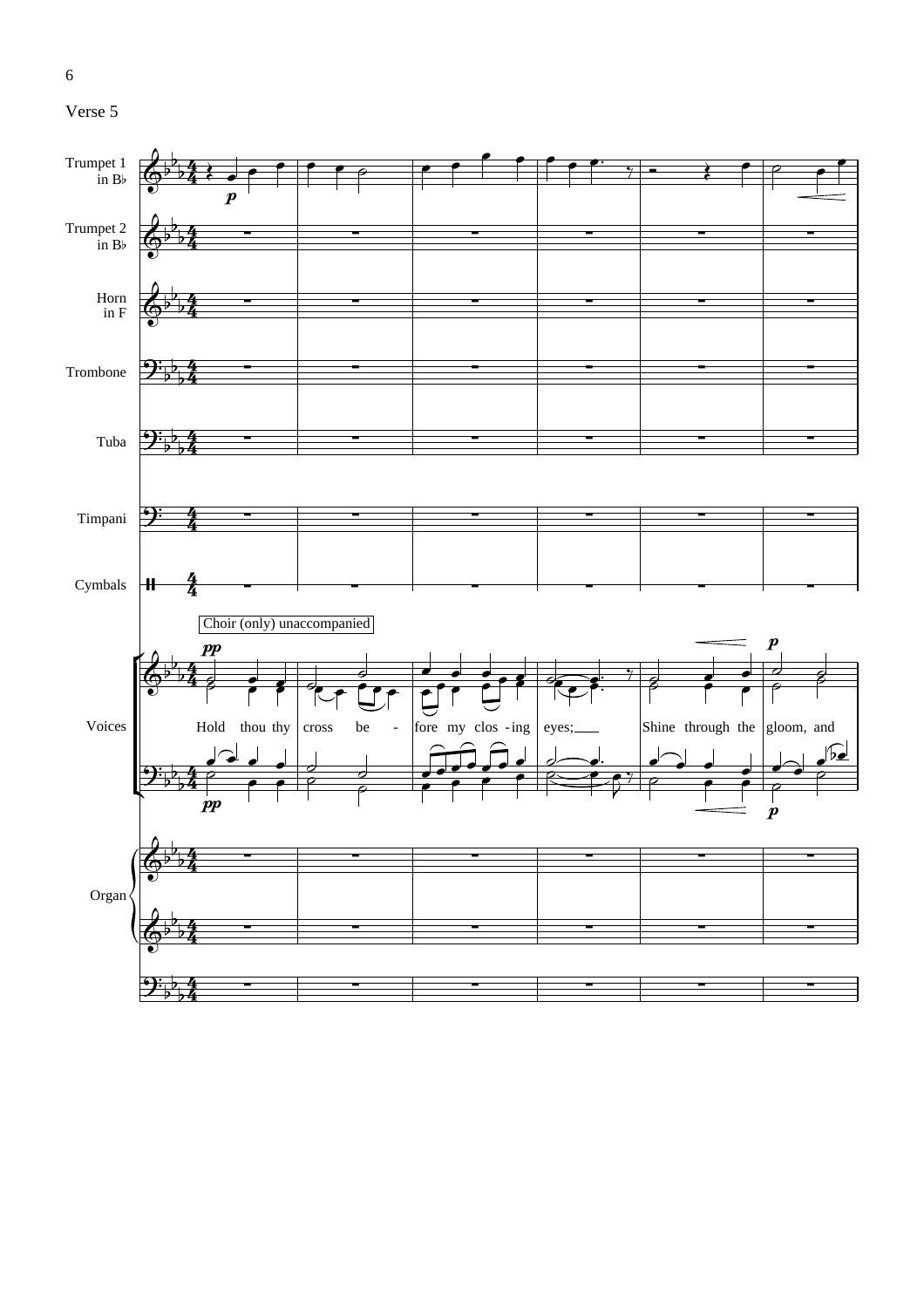Verse 5

Trumpet 1 in B♭

Trumpet 2 in B♭

Horn in F

Trombone

Tuba

Timpani

Cymbals

Choir (only) unaccompanied

Voices

Hold thou thy cross be - fore my clos - ing eyes; Shine through the gloom, and

Organ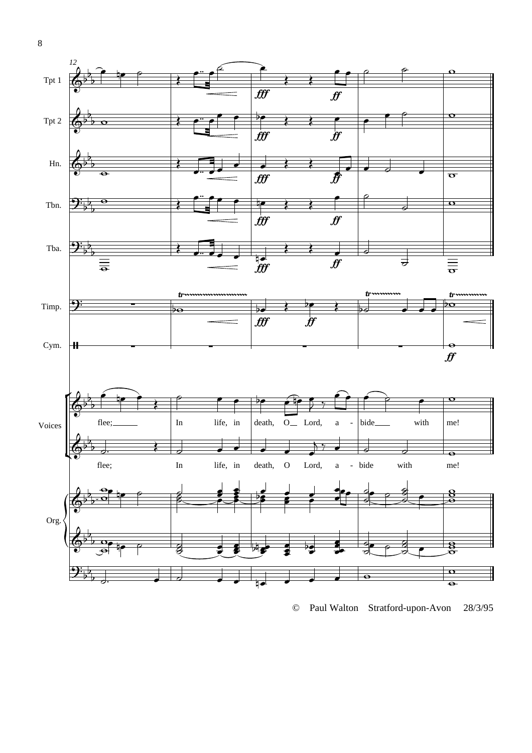Tpt 1

Tpt 2

Hn.

Tbn.

Tba.

Timp.

Cym.

Voices

flee; In life, in death, O Lord, a - bide with me!

flee; In life, in death, O Lord, a - bide with me!

Org.

© Paul Walton Stratford-upon-Avon 28/3/95